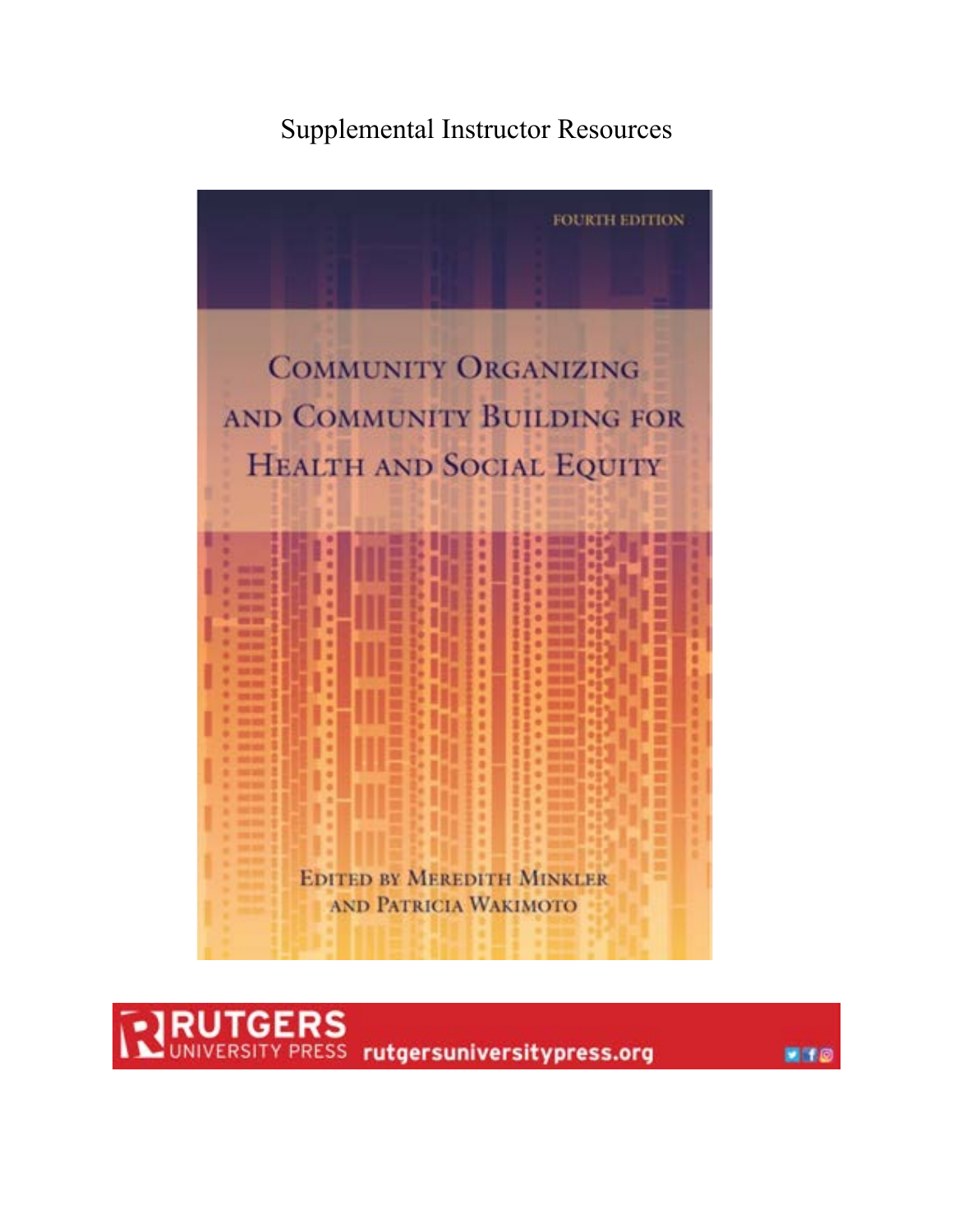# Supplemental Instructor Resources

FOURTH EDITION

# Community Organizing and Community Building for Health and Social Equity

Edited by Meredith Minkler and Patricia Wakimoto

RUTGERS UNIVERSITY PRESS rutgersuniversitypress.org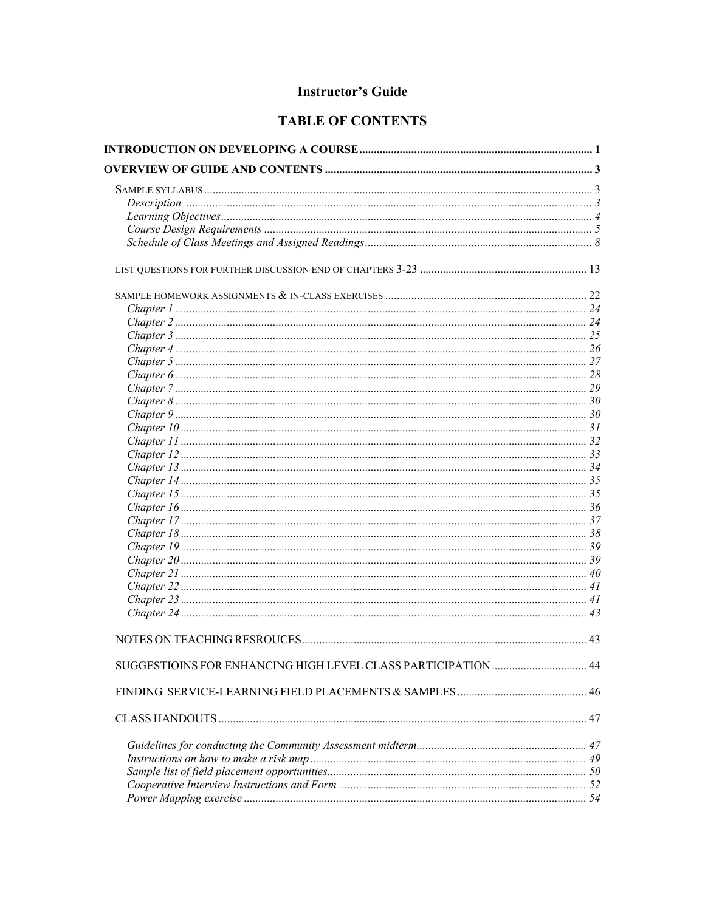# Instructor's Guide

## TABLE OF CONTENTS

**INTRODUCTION ON DEVELOPING A COURSE** ........ 1

**OVERVIEW OF GUIDE AND CONTENTS** ........ 3

SAMPLE SYLLABUS ........ 3
- *Description* ........ 3
- *Learning Objectives* ........ 4
- *Course Design Requirements* ........ 5
- *Schedule of Class Meetings and Assigned Readings* ........ 8

LIST QUESTIONS FOR FURTHER DISCUSSION END OF CHAPTERS 3-23 ........ 13

SAMPLE HOMEWORK ASSIGNMENTS & IN-CLASS EXERCISES ........ 22
- *Chapter 1* ........ 24
- *Chapter 2* ........ 24
- *Chapter 3* ........ 25
- *Chapter 4* ........ 26
- *Chapter 5* ........ 27
- *Chapter 6* ........ 28
- *Chapter 7* ........ 29
- *Chapter 8* ........ 30
- *Chapter 9* ........ 30
- *Chapter 10* ........ 31
- *Chapter 11* ........ 32
- *Chapter 12* ........ 33
- *Chapter 13* ........ 34
- *Chapter 14* ........ 35
- *Chapter 15* ........ 35
- *Chapter 16* ........ 36
- *Chapter 17* ........ 37
- *Chapter 18* ........ 38
- *Chapter 19* ........ 39
- *Chapter 20* ........ 39
- *Chapter 21* ........ 40
- *Chapter 22* ........ 41
- *Chapter 23* ........ 41
- *Chapter 24* ........ 43

NOTES ON TEACHING RESROUCES ........ 43

SUGGESTIOINS FOR ENHANCING HIGH LEVEL CLASS PARTICIPATION ........ 44

FINDING SERVICE-LEARNING FIELD PLACEMENTS & SAMPLES ........ 46

CLASS HANDOUTS ........ 47
- *Guidelines for conducting the Community Assessment midterm* ........ 47
- *Instructions on how to make a risk map* ........ 49
- *Sample list of field placement opportunities* ........ 50
- *Cooperative Interview Instructions and Form* ........ 52
- *Power Mapping exercise* ........ 54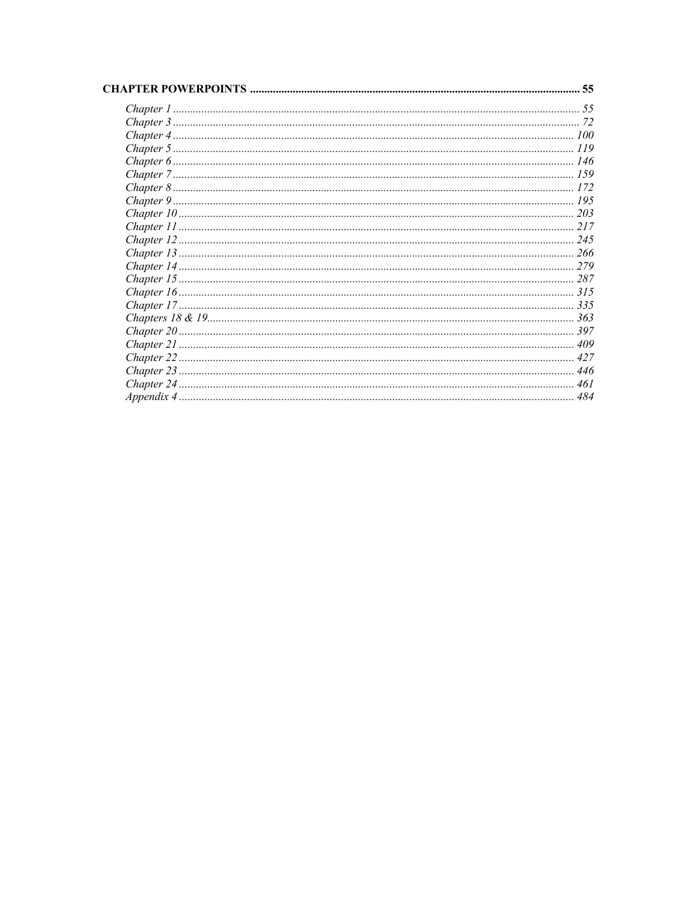**CHAPTER POWERPOINTS** .......... 55

- *Chapter 1* .......... 55
- *Chapter 3* .......... 72
- *Chapter 4* .......... 100
- *Chapter 5* .......... 119
- *Chapter 6* .......... 146
- *Chapter 7* .......... 159
- *Chapter 8* .......... 172
- *Chapter 9* .......... 195
- *Chapter 10* .......... 203
- *Chapter 11* .......... 217
- *Chapter 12* .......... 245
- *Chapter 13* .......... 266
- *Chapter 14* .......... 279
- *Chapter 15* .......... 287
- *Chapter 16* .......... 315
- *Chapter 17* .......... 335
- *Chapters 18 & 19* .......... 363
- *Chapter 20* .......... 397
- *Chapter 21* .......... 409
- *Chapter 22* .......... 427
- *Chapter 23* .......... 446
- *Chapter 24* .......... 461
- *Appendix 4* .......... 484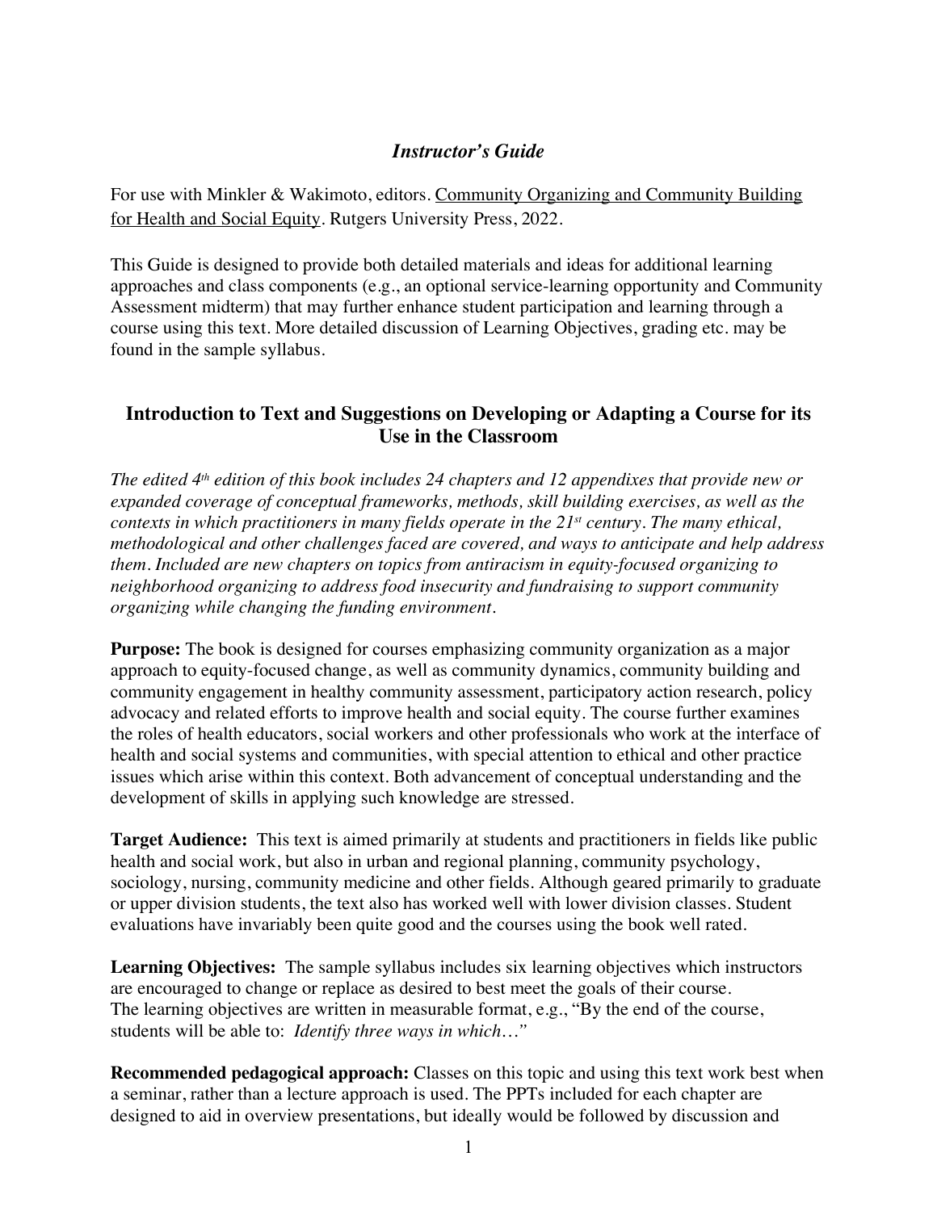# *Instructor's Guide*

For use with Minkler & Wakimoto, editors. Community Organizing and Community Building for Health and Social Equity. Rutgers University Press, 2022.

This Guide is designed to provide both detailed materials and ideas for additional learning approaches and class components (e.g., an optional service-learning opportunity and Community Assessment midterm) that may further enhance student participation and learning through a course using this text. More detailed discussion of Learning Objectives, grading etc. may be found in the sample syllabus.

## Introduction to Text and Suggestions on Developing or Adapting a Course for its Use in the Classroom

*The edited 4th edition of this book includes 24 chapters and 12 appendixes that provide new or expanded coverage of conceptual frameworks, methods, skill building exercises, as well as the contexts in which practitioners in many fields operate in the 21st century. The many ethical, methodological and other challenges faced are covered, and ways to anticipate and help address them. Included are new chapters on topics from antiracism in equity-focused organizing to neighborhood organizing to address food insecurity and fundraising to support community organizing while changing the funding environment.*

**Purpose:** The book is designed for courses emphasizing community organization as a major approach to equity-focused change, as well as community dynamics, community building and community engagement in healthy community assessment, participatory action research, policy advocacy and related efforts to improve health and social equity. The course further examines the roles of health educators, social workers and other professionals who work at the interface of health and social systems and communities, with special attention to ethical and other practice issues which arise within this context. Both advancement of conceptual understanding and the development of skills in applying such knowledge are stressed.

**Target Audience:** This text is aimed primarily at students and practitioners in fields like public health and social work, but also in urban and regional planning, community psychology, sociology, nursing, community medicine and other fields. Although geared primarily to graduate or upper division students, the text also has worked well with lower division classes. Student evaluations have invariably been quite good and the courses using the book well rated.

**Learning Objectives:** The sample syllabus includes six learning objectives which instructors are encouraged to change or replace as desired to best meet the goals of their course. The learning objectives are written in measurable format, e.g., "By the end of the course, students will be able to: *Identify three ways in which…"*

**Recommended pedagogical approach:** Classes on this topic and using this text work best when a seminar, rather than a lecture approach is used. The PPTs included for each chapter are designed to aid in overview presentations, but ideally would be followed by discussion and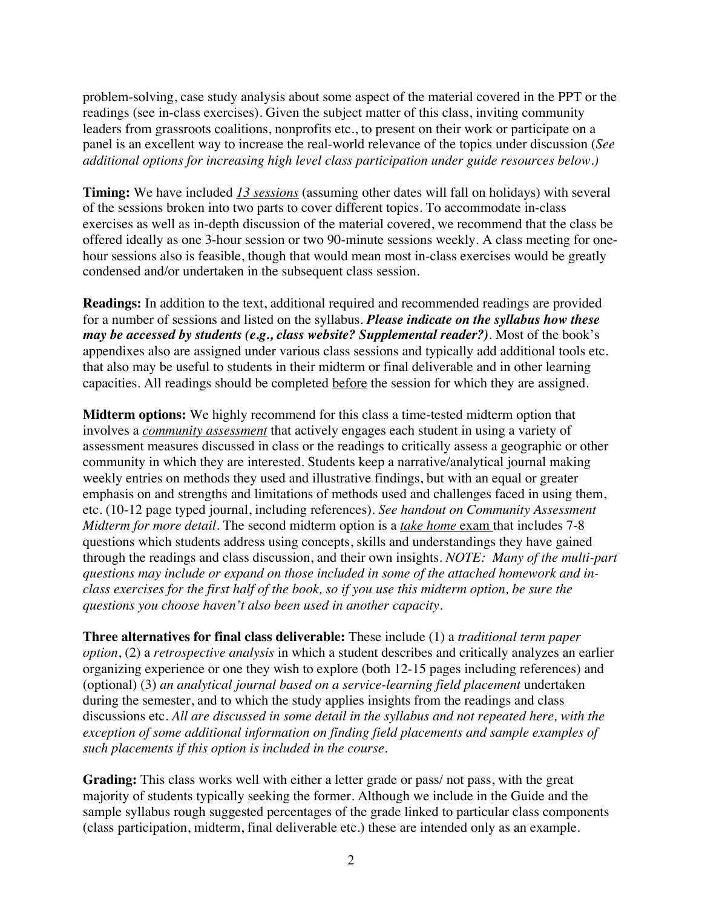problem-solving, case study analysis about some aspect of the material covered in the PPT or the readings (see in-class exercises). Given the subject matter of this class, inviting community leaders from grassroots coalitions, nonprofits etc., to present on their work or participate on a panel is an excellent way to increase the real-world relevance of the topics under discussion (*See additional options for increasing high level class participation under guide resources below.)*

**Timing:** We have included *13 sessions* (assuming other dates will fall on holidays) with several of the sessions broken into two parts to cover different topics. To accommodate in-class exercises as well as in-depth discussion of the material covered, we recommend that the class be offered ideally as one 3-hour session or two 90-minute sessions weekly. A class meeting for one-hour sessions also is feasible, though that would mean most in-class exercises would be greatly condensed and/or undertaken in the subsequent class session.

**Readings:** In addition to the text, additional required and recommended readings are provided for a number of sessions and listed on the syllabus. ***Please indicate on the syllabus how these may be accessed by students (e.g., class website? Supplemental reader?)***. Most of the book's appendixes also are assigned under various class sessions and typically add additional tools etc. that also may be useful to students in their midterm or final deliverable and in other learning capacities. All readings should be completed before the session for which they are assigned.

**Midterm options:** We highly recommend for this class a time-tested midterm option that involves a *community assessment* that actively engages each student in using a variety of assessment measures discussed in class or the readings to critically assess a geographic or other community in which they are interested. Students keep a narrative/analytical journal making weekly entries on methods they used and illustrative findings, but with an equal or greater emphasis on and strengths and limitations of methods used and challenges faced in using them, etc. (10-12 page typed journal, including references). *See handout on Community Assessment Midterm for more detail*. The second midterm option is a *take home* exam that includes 7-8 questions which students address using concepts, skills and understandings they have gained through the readings and class discussion, and their own insights. *NOTE: Many of the multi-part questions may include or expand on those included in some of the attached homework and in-class exercises for the first half of the book, so if you use this midterm option, be sure the questions you choose haven't also been used in another capacity.*

**Three alternatives for final class deliverable:** These include (1) a *traditional term paper option*, (2) a *retrospective analysis* in which a student describes and critically analyzes an earlier organizing experience or one they wish to explore (both 12-15 pages including references) and (optional) (3) *an analytical journal based on a service-learning field placement* undertaken during the semester, and to which the study applies insights from the readings and class discussions etc. *All are discussed in some detail in the syllabus and not repeated here, with the exception of some additional information on finding field placements and sample examples of such placements if this option is included in the course.*

**Grading:** This class works well with either a letter grade or pass/ not pass, with the great majority of students typically seeking the former. Although we include in the Guide and the sample syllabus rough suggested percentages of the grade linked to particular class components (class participation, midterm, final deliverable etc.) these are intended only as an example.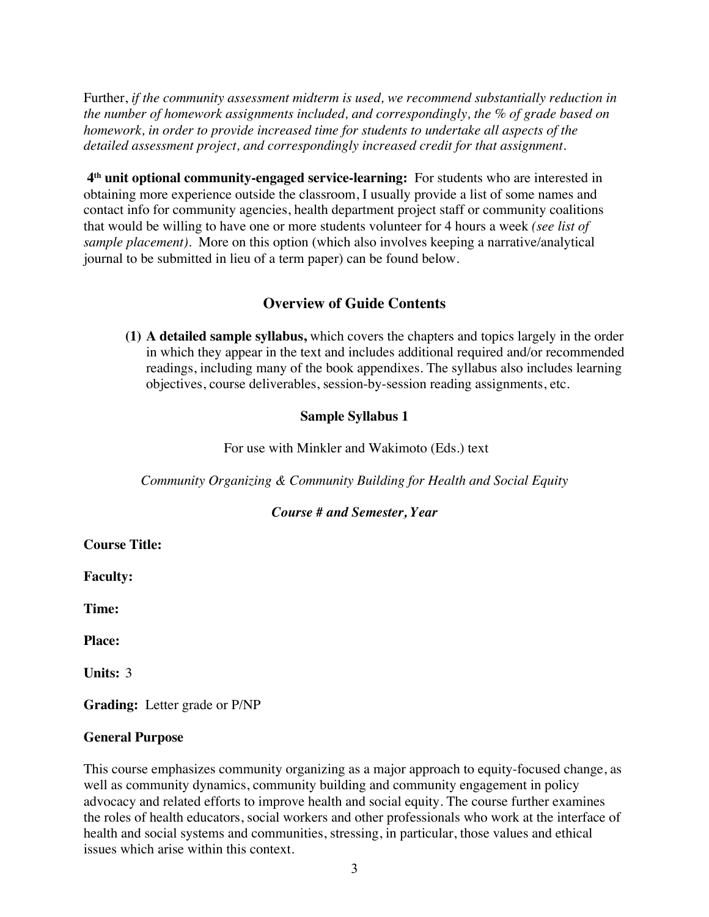Further, *if the community assessment midterm is used, we recommend substantially reduction in the number of homework assignments included, and correspondingly, the % of grade based on homework, in order to provide increased time for students to undertake all aspects of the detailed assessment project, and correspondingly increased credit for that assignment.*

**4th unit optional community-engaged service-learning:** For students who are interested in obtaining more experience outside the classroom, I usually provide a list of some names and contact info for community agencies, health department project staff or community coalitions that would be willing to have one or more students volunteer for 4 hours a week *(see list of sample placement)*. More on this option (which also involves keeping a narrative/analytical journal to be submitted in lieu of a term paper) can be found below.

## Overview of Guide Contents

**(1) A detailed sample syllabus,** which covers the chapters and topics largely in the order in which they appear in the text and includes additional required and/or recommended readings, including many of the book appendixes. The syllabus also includes learning objectives, course deliverables, session-by-session reading assignments, etc.

### Sample Syllabus 1

For use with Minkler and Wakimoto (Eds.) text

*Community Organizing & Community Building for Health and Social Equity*

***Course # and Semester, Year***

**Course Title:**

**Faculty:**

**Time:**

**Place:**

**Units:** 3

**Grading:** Letter grade or P/NP

**General Purpose**

This course emphasizes community organizing as a major approach to equity-focused change, as well as community dynamics, community building and community engagement in policy advocacy and related efforts to improve health and social equity. The course further examines the roles of health educators, social workers and other professionals who work at the interface of health and social systems and communities, stressing, in particular, those values and ethical issues which arise within this context.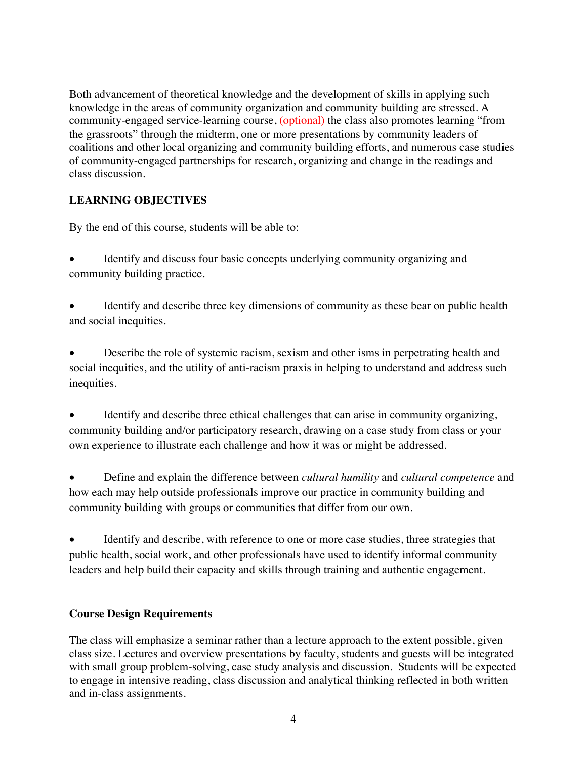Both advancement of theoretical knowledge and the development of skills in applying such knowledge in the areas of community organization and community building are stressed. A community-engaged service-learning course, (optional) the class also promotes learning "from the grassroots" through the midterm, one or more presentations by community leaders of coalitions and other local organizing and community building efforts, and numerous case studies of community-engaged partnerships for research, organizing and change in the readings and class discussion.

## LEARNING OBJECTIVES

By the end of this course, students will be able to:

- Identify and discuss four basic concepts underlying community organizing and community building practice.

- Identify and describe three key dimensions of community as these bear on public health and social inequities.

- Describe the role of systemic racism, sexism and other isms in perpetrating health and social inequities, and the utility of anti-racism praxis in helping to understand and address such inequities.

- Identify and describe three ethical challenges that can arise in community organizing, community building and/or participatory research, drawing on a case study from class or your own experience to illustrate each challenge and how it was or might be addressed.

- Define and explain the difference between *cultural humility* and *cultural competence* and how each may help outside professionals improve our practice in community building and community building with groups or communities that differ from our own.

- Identify and describe, with reference to one or more case studies, three strategies that public health, social work, and other professionals have used to identify informal community leaders and help build their capacity and skills through training and authentic engagement.

### Course Design Requirements

The class will emphasize a seminar rather than a lecture approach to the extent possible, given class size. Lectures and overview presentations by faculty, students and guests will be integrated with small group problem-solving, case study analysis and discussion. Students will be expected to engage in intensive reading, class discussion and analytical thinking reflected in both written and in-class assignments.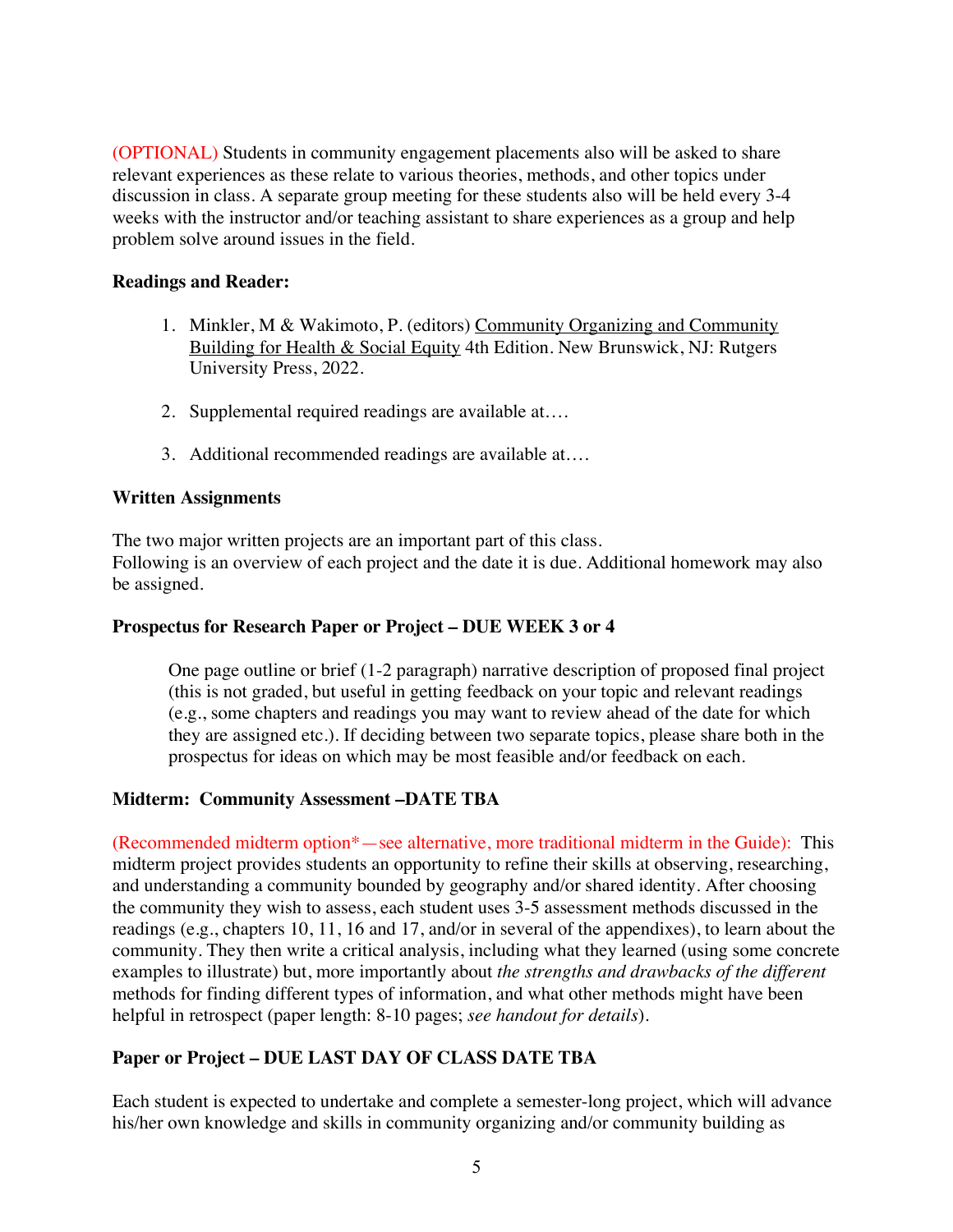(OPTIONAL) Students in community engagement placements also will be asked to share relevant experiences as these relate to various theories, methods, and other topics under discussion in class. A separate group meeting for these students also will be held every 3-4 weeks with the instructor and/or teaching assistant to share experiences as a group and help problem solve around issues in the field.

**Readings and Reader:**

1. Minkler, M & Wakimoto, P. (editors) Community Organizing and Community Building for Health & Social Equity 4th Edition. New Brunswick, NJ: Rutgers University Press, 2022.

2. Supplemental required readings are available at….

3. Additional recommended readings are available at….

**Written Assignments**

The two major written projects are an important part of this class.
Following is an overview of each project and the date it is due. Additional homework may also be assigned.

**Prospectus for Research Paper or Project – DUE WEEK 3 or 4**

> One page outline or brief (1-2 paragraph) narrative description of proposed final project (this is not graded, but useful in getting feedback on your topic and relevant readings (e.g., some chapters and readings you may want to review ahead of the date for which they are assigned etc.). If deciding between two separate topics, please share both in the prospectus for ideas on which may be most feasible and/or feedback on each.

**Midterm: Community Assessment –DATE TBA**

(Recommended midterm option*—see alternative, more traditional midterm in the Guide): This midterm project provides students an opportunity to refine their skills at observing, researching, and understanding a community bounded by geography and/or shared identity. After choosing the community they wish to assess, each student uses 3-5 assessment methods discussed in the readings (e.g., chapters 10, 11, 16 and 17, and/or in several of the appendixes), to learn about the community. They then write a critical analysis, including what they learned (using some concrete examples to illustrate) but, more importantly about *the strengths and drawbacks of the different* methods for finding different types of information, and what other methods might have been helpful in retrospect (paper length: 8-10 pages; *see handout for details*).

**Paper or Project – DUE LAST DAY OF CLASS DATE TBA**

Each student is expected to undertake and complete a semester-long project, which will advance his/her own knowledge and skills in community organizing and/or community building as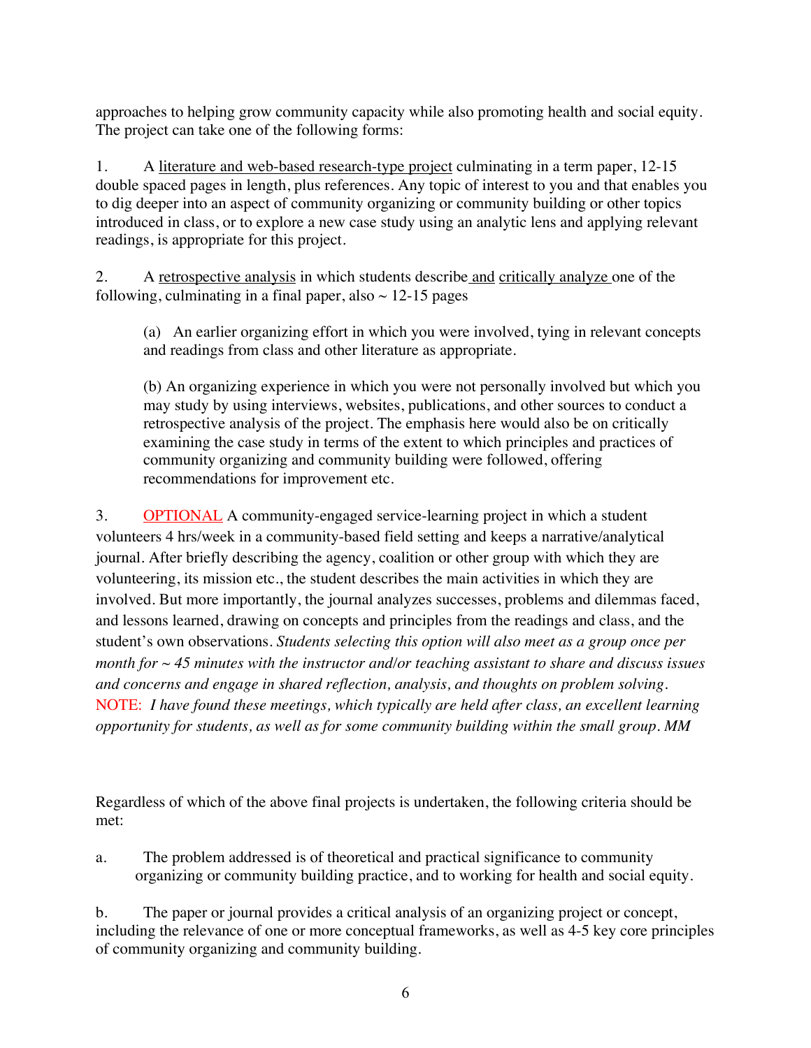approaches to helping grow community capacity while also promoting health and social equity. The project can take one of the following forms:

1. A <u>literature and web-based research-type project</u> culminating in a term paper, 12-15 double spaced pages in length, plus references. Any topic of interest to you and that enables you to dig deeper into an aspect of community organizing or community building or other topics introduced in class, or to explore a new case study using an analytic lens and applying relevant readings, is appropriate for this project.

2. A <u>retrospective analysis</u> in which students describe <u>and</u> <u>critically analyze</u> one of the following, culminating in a final paper, also ~ 12-15 pages

   (a) An earlier organizing effort in which you were involved, tying in relevant concepts and readings from class and other literature as appropriate.

   (b) An organizing experience in which you were not personally involved but which you may study by using interviews, websites, publications, and other sources to conduct a retrospective analysis of the project. The emphasis here would also be on critically examining the case study in terms of the extent to which principles and practices of community organizing and community building were followed, offering recommendations for improvement etc.

3. <u>OPTIONAL</u> A community-engaged service-learning project in which a student volunteers 4 hrs/week in a community-based field setting and keeps a narrative/analytical journal. After briefly describing the agency, coalition or other group with which they are volunteering, its mission etc., the student describes the main activities in which they are involved. But more importantly, the journal analyzes successes, problems and dilemmas faced, and lessons learned, drawing on concepts and principles from the readings and class, and the student's own observations. *Students selecting this option will also meet as a group once per month for ~ 45 minutes with the instructor and/or teaching assistant to share and discuss issues and concerns and engage in shared reflection, analysis, and thoughts on problem solving.* NOTE: *I have found these meetings, which typically are held after class, an excellent learning opportunity for students, as well as for some community building within the small group. MM*

Regardless of which of the above final projects is undertaken, the following criteria should be met:

a. The problem addressed is of theoretical and practical significance to community organizing or community building practice, and to working for health and social equity.

b. The paper or journal provides a critical analysis of an organizing project or concept, including the relevance of one or more conceptual frameworks, as well as 4-5 key core principles of community organizing and community building.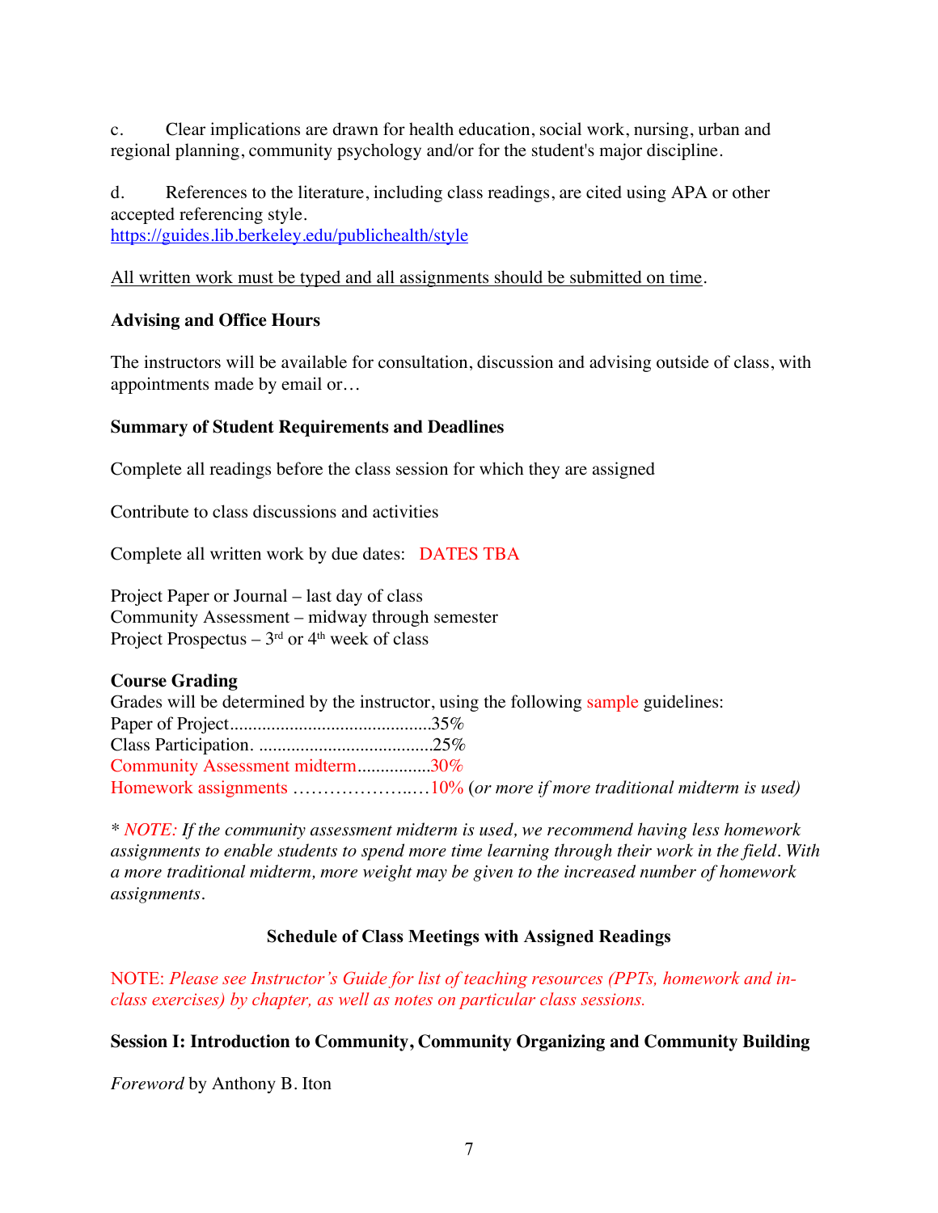c. Clear implications are drawn for health education, social work, nursing, urban and regional planning, community psychology and/or for the student's major discipline.

d. References to the literature, including class readings, are cited using APA or other accepted referencing style.
https://guides.lib.berkeley.edu/publichealth/style

<u>All written work must be typed and all assignments should be submitted on time</u>.

### Advising and Office Hours

The instructors will be available for consultation, discussion and advising outside of class, with appointments made by email or…

### Summary of Student Requirements and Deadlines

Complete all readings before the class session for which they are assigned

Contribute to class discussions and activities

Complete all written work by due dates: DATES TBA

Project Paper or Journal – last day of class
Community Assessment – midway through semester
Project Prospectus – 3rd or 4th week of class

### Course Grading

Grades will be determined by the instructor, using the following sample guidelines:
Paper of Project............................................35%
Class Participation. ......................................25%
Community Assessment midterm................30%
Homework assignments …………………..…10% (*or more if more traditional midterm is used)*

*\* NOTE: If the community assessment midterm is used, we recommend having less homework assignments to enable students to spend more time learning through their work in the field. With a more traditional midterm, more weight may be given to the increased number of homework assignments.*

### Schedule of Class Meetings with Assigned Readings

NOTE: *Please see Instructor's Guide for list of teaching resources (PPTs, homework and in-class exercises) by chapter, as well as notes on particular class sessions.*

### Session I: Introduction to Community, Community Organizing and Community Building

*Foreword* by Anthony B. Iton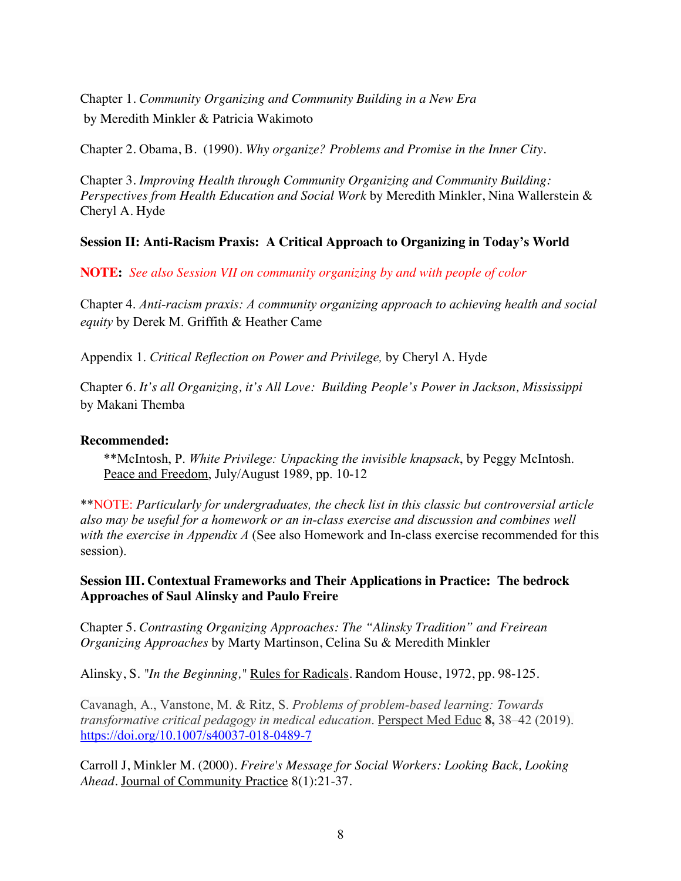Chapter 1. *Community Organizing and Community Building in a New Era* by Meredith Minkler & Patricia Wakimoto

Chapter 2. Obama, B. (1990). *Why organize? Problems and Promise in the Inner City*.

Chapter 3. *Improving Health through Community Organizing and Community Building: Perspectives from Health Education and Social Work* by Meredith Minkler, Nina Wallerstein & Cheryl A. Hyde

**Session II: Anti-Racism Praxis: A Critical Approach to Organizing in Today's World**

**NOTE:** *See also Session VII on community organizing by and with people of color*

Chapter 4. *Anti-racism praxis: A community organizing approach to achieving health and social equity* by Derek M. Griffith & Heather Came

Appendix 1. *Critical Reflection on Power and Privilege,* by Cheryl A. Hyde

Chapter 6. *It's all Organizing, it's All Love: Building People's Power in Jackson, Mississippi* by Makani Themba

**Recommended:**

**McIntosh, P. *White Privilege: Unpacking the invisible knapsack*, by Peggy McIntosh. Peace and Freedom, July/August 1989, pp. 10-12

**NOTE: *Particularly for undergraduates, the check list in this classic but controversial article also may be useful for a homework or an in-class exercise and discussion and combines well with the exercise in Appendix A* (See also Homework and In-class exercise recommended for this session).

**Session III. Contextual Frameworks and Their Applications in Practice: The bedrock Approaches of Saul Alinsky and Paulo Freire**

Chapter 5. *Contrasting Organizing Approaches: The "Alinsky Tradition" and Freirean Organizing Approaches* by Marty Martinson, Celina Su & Meredith Minkler

Alinsky, S. "*In the Beginning,*" Rules for Radicals. Random House, 1972, pp. 98-125.

Cavanagh, A., Vanstone, M. & Ritz, S. *Problems of problem-based learning: Towards transformative critical pedagogy in medical education*. Perspect Med Educ **8,** 38–42 (2019). https://doi.org/10.1007/s40037-018-0489-7

Carroll J, Minkler M. (2000). *Freire's Message for Social Workers: Looking Back, Looking Ahead*. Journal of Community Practice 8(1):21-37.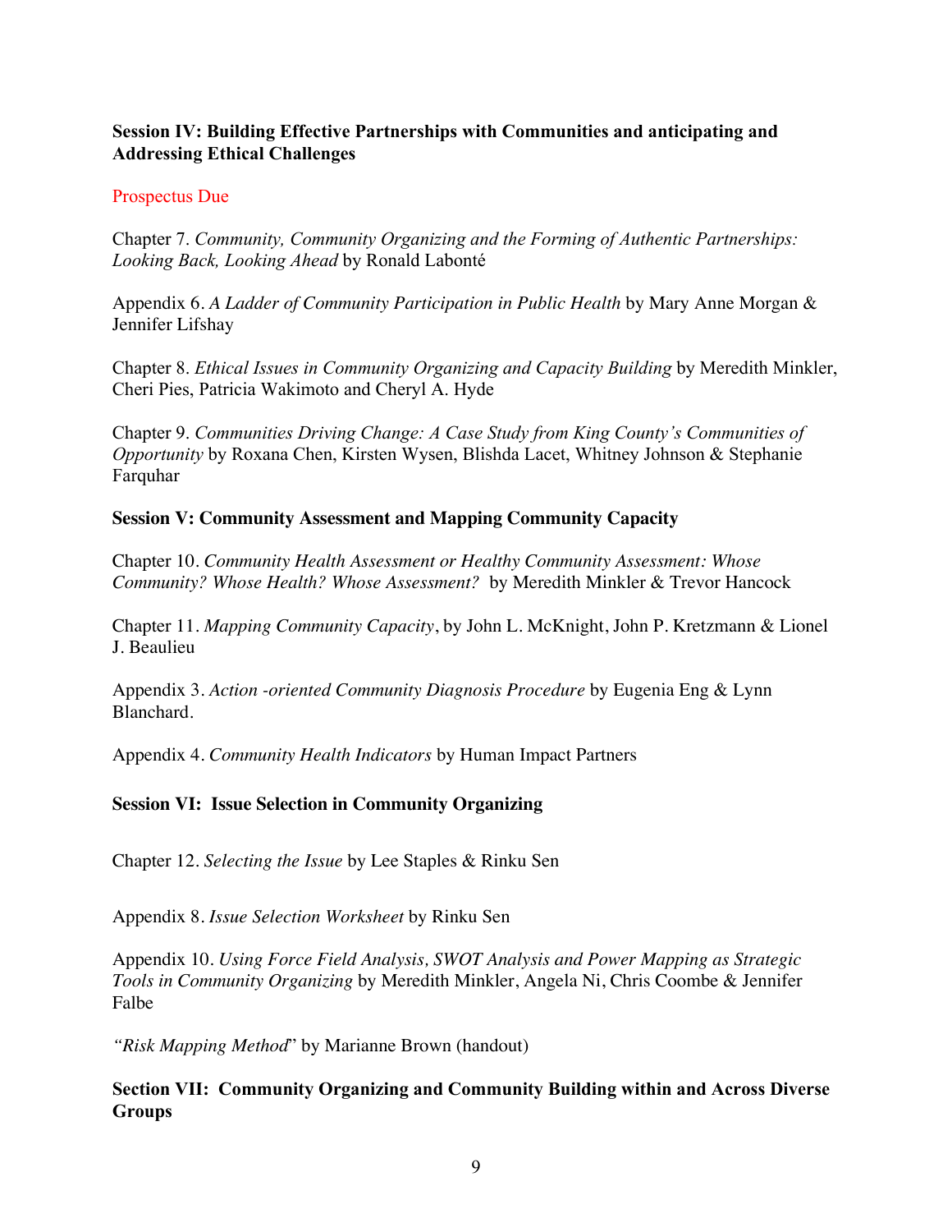**Session IV: Building Effective Partnerships with Communities and anticipating and Addressing Ethical Challenges**

Prospectus Due

Chapter 7. *Community, Community Organizing and the Forming of Authentic Partnerships: Looking Back, Looking Ahead* by Ronald Labonté

Appendix 6. *A Ladder of Community Participation in Public Health* by Mary Anne Morgan & Jennifer Lifshay

Chapter 8. *Ethical Issues in Community Organizing and Capacity Building* by Meredith Minkler, Cheri Pies, Patricia Wakimoto and Cheryl A. Hyde

Chapter 9. *Communities Driving Change: A Case Study from King County's Communities of Opportunity* by Roxana Chen, Kirsten Wysen, Blishda Lacet, Whitney Johnson & Stephanie Farquhar

**Session V: Community Assessment and Mapping Community Capacity**

Chapter 10. *Community Health Assessment or Healthy Community Assessment: Whose Community? Whose Health? Whose Assessment?* by Meredith Minkler & Trevor Hancock

Chapter 11. *Mapping Community Capacity*, by John L. McKnight, John P. Kretzmann & Lionel J. Beaulieu

Appendix 3. *Action -oriented Community Diagnosis Procedure* by Eugenia Eng & Lynn Blanchard.

Appendix 4. *Community Health Indicators* by Human Impact Partners

**Session VI: Issue Selection in Community Organizing**

Chapter 12. *Selecting the Issue* by Lee Staples & Rinku Sen

Appendix 8. *Issue Selection Worksheet* by Rinku Sen

Appendix 10. *Using Force Field Analysis, SWOT Analysis and Power Mapping as Strategic Tools in Community Organizing* by Meredith Minkler, Angela Ni, Chris Coombe & Jennifer Falbe

*"Risk Mapping Method*" by Marianne Brown (handout)

**Section VII: Community Organizing and Community Building within and Across Diverse Groups**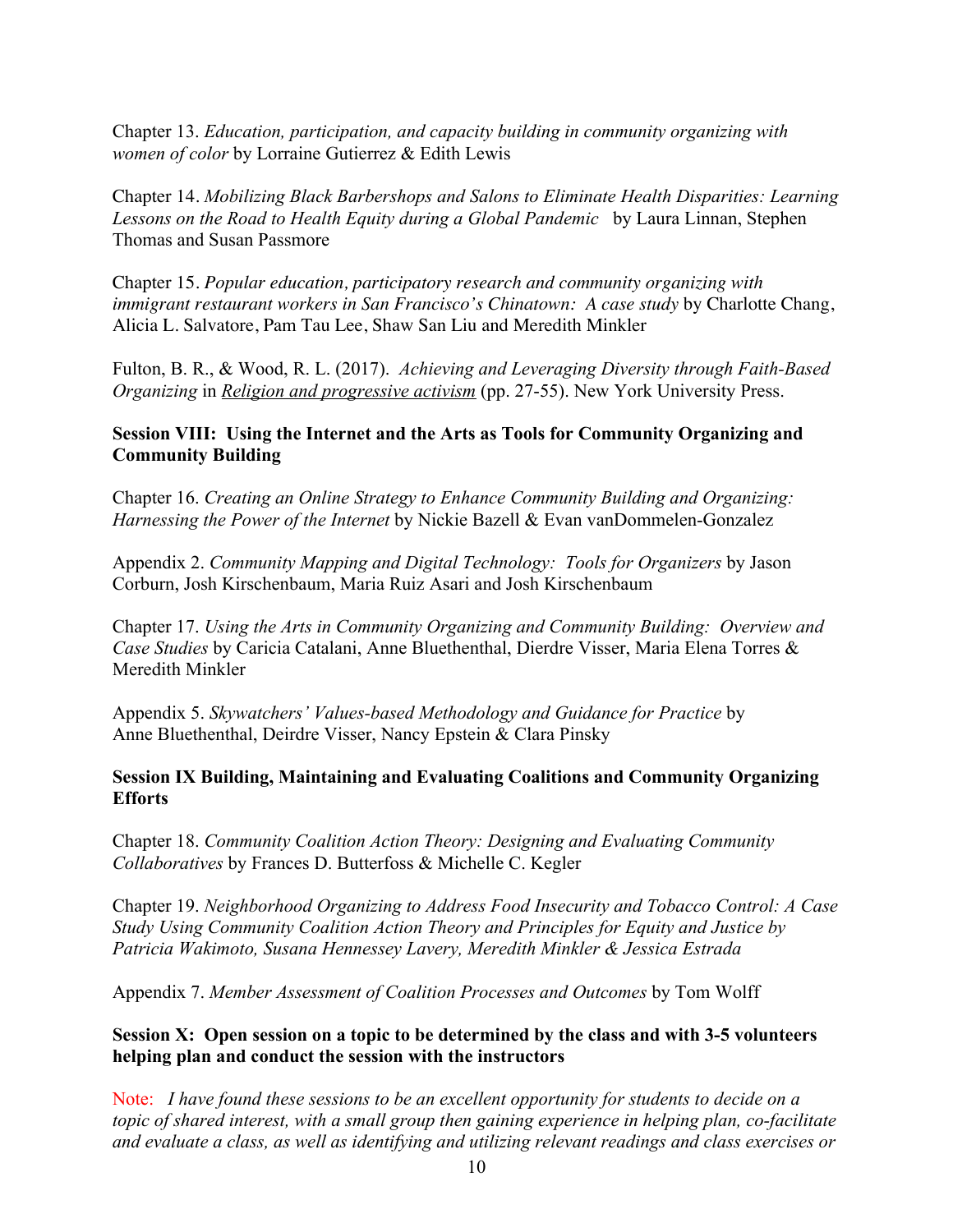Chapter 13. *Education, participation, and capacity building in community organizing with women of color* by Lorraine Gutierrez & Edith Lewis

Chapter 14. *Mobilizing Black Barbershops and Salons to Eliminate Health Disparities: Learning Lessons on the Road to Health Equity during a Global Pandemic* by Laura Linnan, Stephen Thomas and Susan Passmore

Chapter 15. *Popular education, participatory research and community organizing with immigrant restaurant workers in San Francisco's Chinatown: A case study* by Charlotte Chang, Alicia L. Salvatore, Pam Tau Lee, Shaw San Liu and Meredith Minkler

Fulton, B. R., & Wood, R. L. (2017). *Achieving and Leveraging Diversity through Faith-Based Organizing* in *Religion and progressive activism* (pp. 27-55). New York University Press.

**Session VIII: Using the Internet and the Arts as Tools for Community Organizing and Community Building**

Chapter 16. *Creating an Online Strategy to Enhance Community Building and Organizing: Harnessing the Power of the Internet* by Nickie Bazell & Evan vanDommelen-Gonzalez

Appendix 2. *Community Mapping and Digital Technology: Tools for Organizers* by Jason Corburn, Josh Kirschenbaum, Maria Ruiz Asari and Josh Kirschenbaum

Chapter 17. *Using the Arts in Community Organizing and Community Building: Overview and Case Studies* by Caricia Catalani, Anne Bluethenthal, Dierdre Visser, Maria Elena Torres & Meredith Minkler

Appendix 5. *Skywatchers' Values-based Methodology and Guidance for Practice* by Anne Bluethenthal, Deirdre Visser, Nancy Epstein & Clara Pinsky

**Session IX Building, Maintaining and Evaluating Coalitions and Community Organizing Efforts**

Chapter 18. *Community Coalition Action Theory: Designing and Evaluating Community Collaboratives* by Frances D. Butterfoss & Michelle C. Kegler

Chapter 19. *Neighborhood Organizing to Address Food Insecurity and Tobacco Control: A Case Study Using Community Coalition Action Theory and Principles for Equity and Justice by Patricia Wakimoto, Susana Hennessey Lavery, Meredith Minkler & Jessica Estrada*

Appendix 7. *Member Assessment of Coalition Processes and Outcomes* by Tom Wolff

**Session X: Open session on a topic to be determined by the class and with 3-5 volunteers helping plan and conduct the session with the instructors**

Note: *I have found these sessions to be an excellent opportunity for students to decide on a topic of shared interest, with a small group then gaining experience in helping plan, co-facilitate and evaluate a class, as well as identifying and utilizing relevant readings and class exercises or*